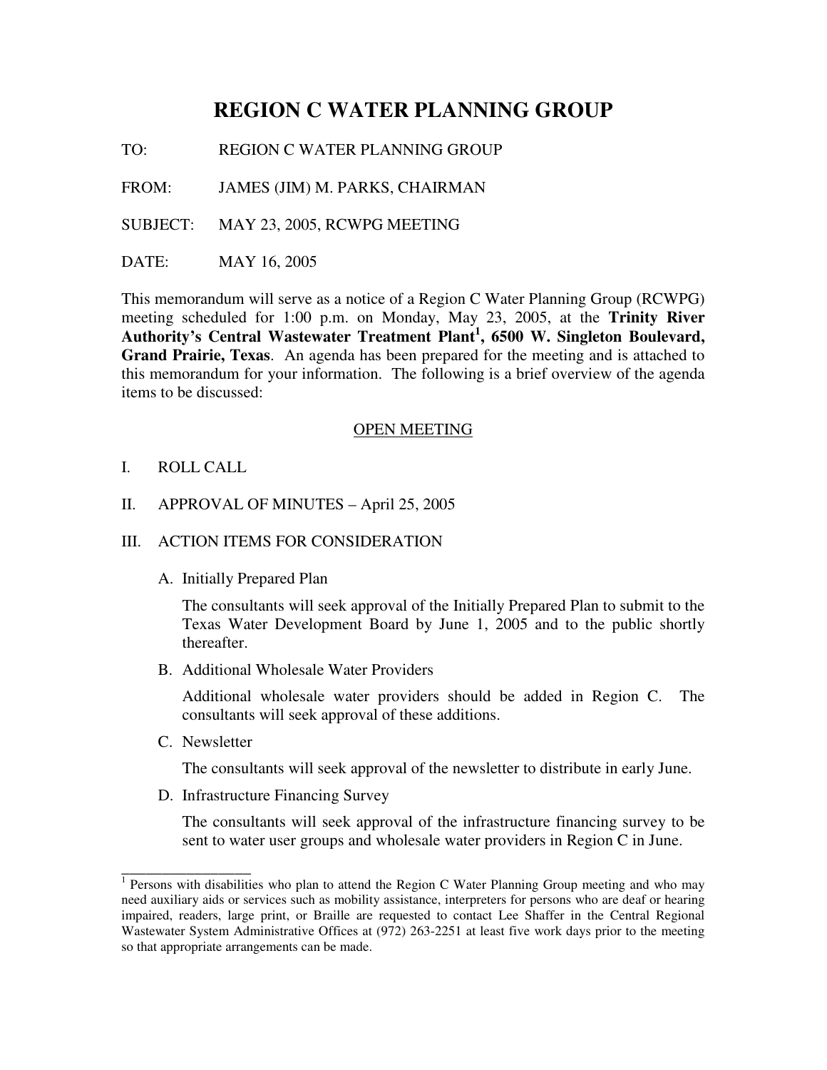# REGION C WATER PLANNING GROUP

TO: REGION C WATER PLANNING GROUP

FROM: JAMES (JIM) M. PARKS, CHAIRMAN

SUBJECT: MAY 23, 2005, RCWPG MEETING

DATE: MAY 16, 2005

This memorandum will serve as a notice of a Region C Water Planning Group (RCWPG) meeting scheduled for 1:00 p.m. on Monday, May 23, 2005, at the **Trinity River Authority's Central Wastewater Treatment Plant[1], 6500 W. Singleton Boulevard, Grand Prairie, Texas**. An agenda has been prepared for the meeting and is attached to this memorandum for your information. The following is a brief overview of the agenda items to be discussed:

## OPEN MEETING

I. ROLL CALL

II. APPROVAL OF MINUTES – April 25, 2005

III. ACTION ITEMS FOR CONSIDERATION

A. Initially Prepared Plan

The consultants will seek approval of the Initially Prepared Plan to submit to the Texas Water Development Board by June 1, 2005 and to the public shortly thereafter.

B. Additional Wholesale Water Providers

Additional wholesale water providers should be added in Region C. The consultants will seek approval of these additions.

C. Newsletter

The consultants will seek approval of the newsletter to distribute in early June.

D. Infrastructure Financing Survey

The consultants will seek approval of the infrastructure financing survey to be sent to water user groups and wholesale water providers in Region C in June.

---

[1] Persons with disabilities who plan to attend the Region C Water Planning Group meeting and who may need auxiliary aids or services such as mobility assistance, interpreters for persons who are deaf or hearing impaired, readers, large print, or Braille are requested to contact Lee Shaffer in the Central Regional Wastewater System Administrative Offices at (972) 263-2251 at least five work days prior to the meeting so that appropriate arrangements can be made.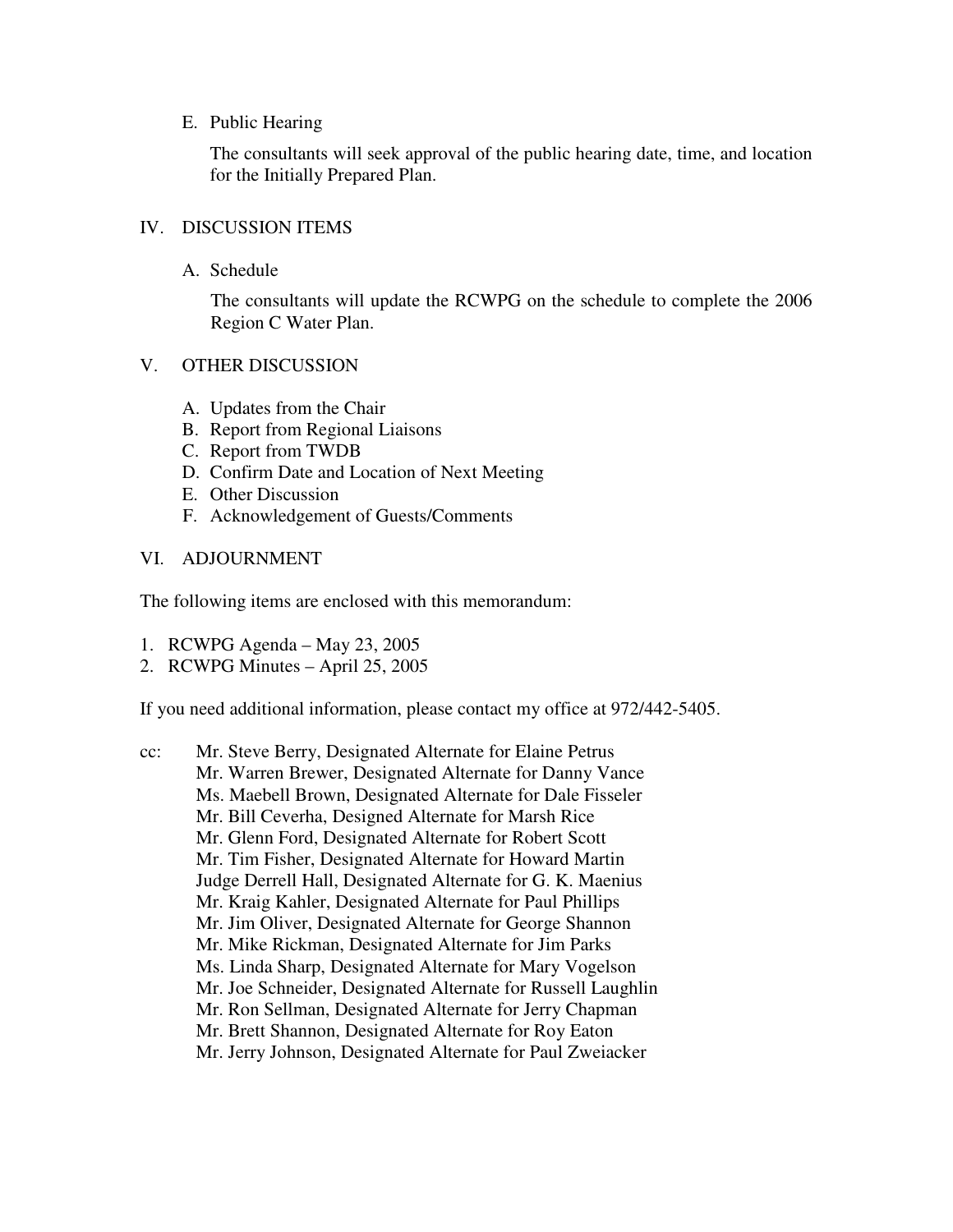E. Public Hearing

The consultants will seek approval of the public hearing date, time, and location for the Initially Prepared Plan.

IV. DISCUSSION ITEMS

A. Schedule

The consultants will update the RCWPG on the schedule to complete the 2006 Region C Water Plan.

V. OTHER DISCUSSION

A. Updates from the Chair
B. Report from Regional Liaisons
C. Report from TWDB
D. Confirm Date and Location of Next Meeting
E. Other Discussion
F. Acknowledgement of Guests/Comments

VI. ADJOURNMENT

The following items are enclosed with this memorandum:

1. RCWPG Agenda – May 23, 2005
2. RCWPG Minutes – April 25, 2005

If you need additional information, please contact my office at 972/442-5405.

cc: Mr. Steve Berry, Designated Alternate for Elaine Petrus
Mr. Warren Brewer, Designated Alternate for Danny Vance
Ms. Maebell Brown, Designated Alternate for Dale Fisseler
Mr. Bill Ceverha, Designed Alternate for Marsh Rice
Mr. Glenn Ford, Designated Alternate for Robert Scott
Mr. Tim Fisher, Designated Alternate for Howard Martin
Judge Derrell Hall, Designated Alternate for G. K. Maenius
Mr. Kraig Kahler, Designated Alternate for Paul Phillips
Mr. Jim Oliver, Designated Alternate for George Shannon
Mr. Mike Rickman, Designated Alternate for Jim Parks
Ms. Linda Sharp, Designated Alternate for Mary Vogelson
Mr. Joe Schneider, Designated Alternate for Russell Laughlin
Mr. Ron Sellman, Designated Alternate for Jerry Chapman
Mr. Brett Shannon, Designated Alternate for Roy Eaton
Mr. Jerry Johnson, Designated Alternate for Paul Zweiacker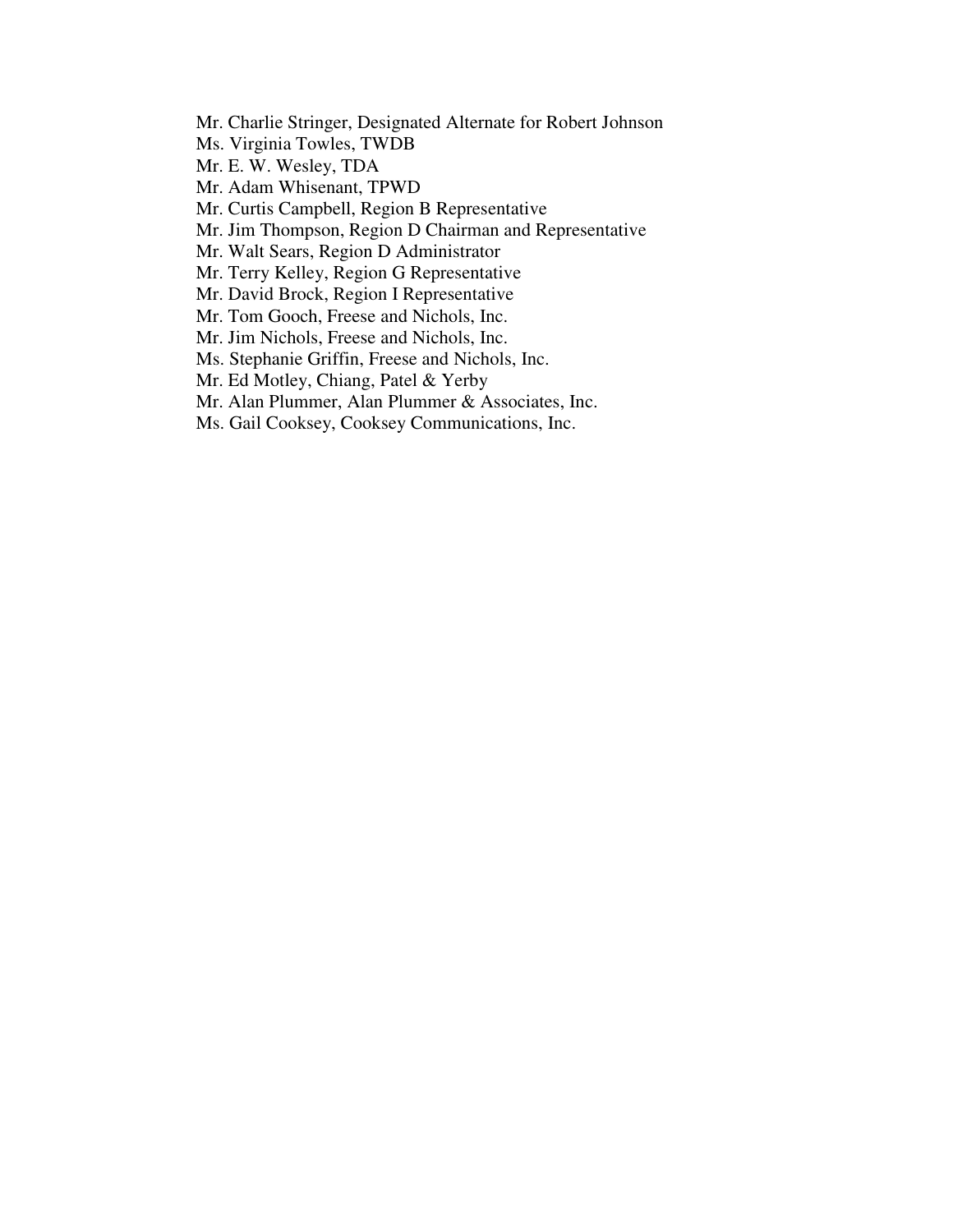Mr. Charlie Stringer, Designated Alternate for Robert Johnson
Ms. Virginia Towles, TWDB
Mr. E. W. Wesley, TDA
Mr. Adam Whisenant, TPWD
Mr. Curtis Campbell, Region B Representative
Mr. Jim Thompson, Region D Chairman and Representative
Mr. Walt Sears, Region D Administrator
Mr. Terry Kelley, Region G Representative
Mr. David Brock, Region I Representative
Mr. Tom Gooch, Freese and Nichols, Inc.
Mr. Jim Nichols, Freese and Nichols, Inc.
Ms. Stephanie Griffin, Freese and Nichols, Inc.
Mr. Ed Motley, Chiang, Patel & Yerby
Mr. Alan Plummer, Alan Plummer & Associates, Inc.
Ms. Gail Cooksey, Cooksey Communications, Inc.